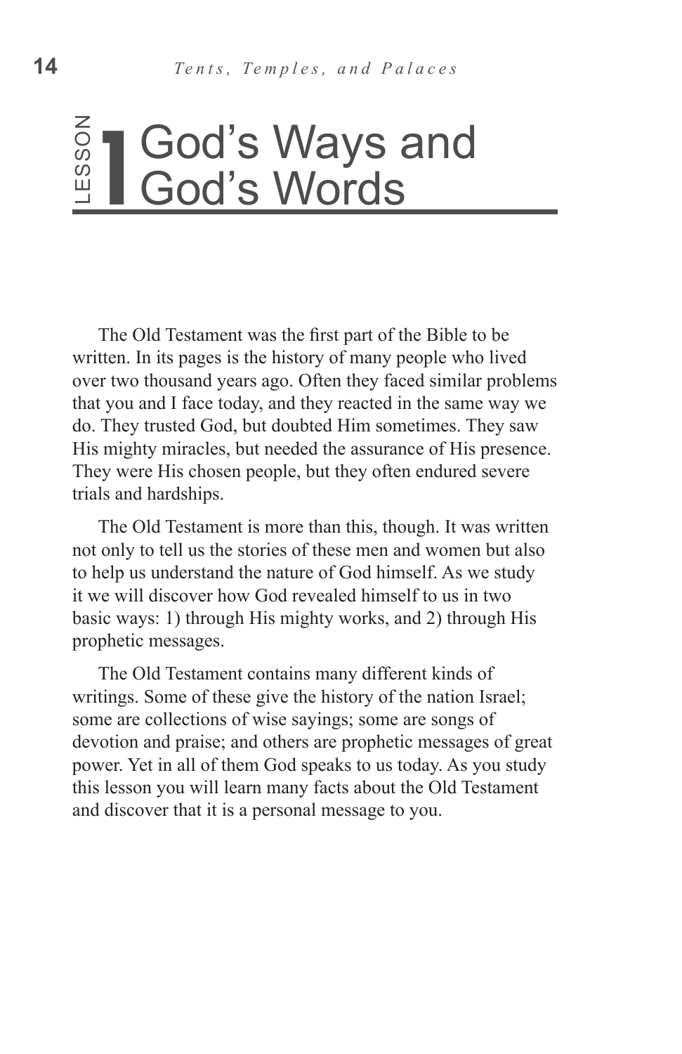# LESSON 1 God's Ways and God's Words

The Old Testament was the first part of the Bible to be written. In its pages is the history of many people who lived over two thousand years ago. Often they faced similar problems that you and I face today, and they reacted in the same way we do. They trusted God, but doubted Him sometimes. They saw His mighty miracles, but needed the assurance of His presence. They were His chosen people, but they often endured severe trials and hardships.

The Old Testament is more than this, though. It was written not only to tell us the stories of these men and women but also to help us understand the nature of God himself. As we study it we will discover how God revealed himself to us in two basic ways: 1) through His mighty works, and 2) through His prophetic messages.

The Old Testament contains many different kinds of writings. Some of these give the history of the nation Israel; some are collections of wise sayings; some are songs of devotion and praise; and others are prophetic messages of great power. Yet in all of them God speaks to us today. As you study this lesson you will learn many facts about the Old Testament and discover that it is a personal message to you.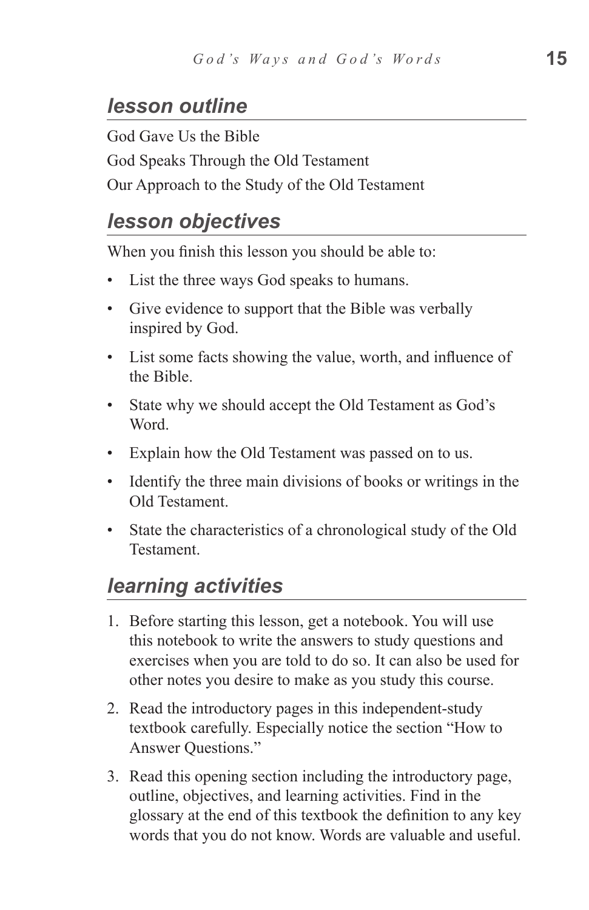## *lesson outline*

God Gave Us the Bible

God Speaks Through the Old Testament

Our Approach to the Study of the Old Testament

## *lesson objectives*

When you finish this lesson you should be able to:

- List the three ways God speaks to humans.
- Give evidence to support that the Bible was verbally inspired by God.
- List some facts showing the value, worth, and influence of the Bible.
- State why we should accept the Old Testament as God's Word.
- Explain how the Old Testament was passed on to us.
- Identify the three main divisions of books or writings in the Old Testament.
- State the characteristics of a chronological study of the Old Testament.

## *learning activities*

1. Before starting this lesson, get a notebook. You will use this notebook to write the answers to study questions and exercises when you are told to do so. It can also be used for other notes you desire to make as you study this course.
2. Read the introductory pages in this independent-study textbook carefully. Especially notice the section "How to Answer Questions."
3. Read this opening section including the introductory page, outline, objectives, and learning activities. Find in the glossary at the end of this textbook the definition to any key words that you do not know. Words are valuable and useful.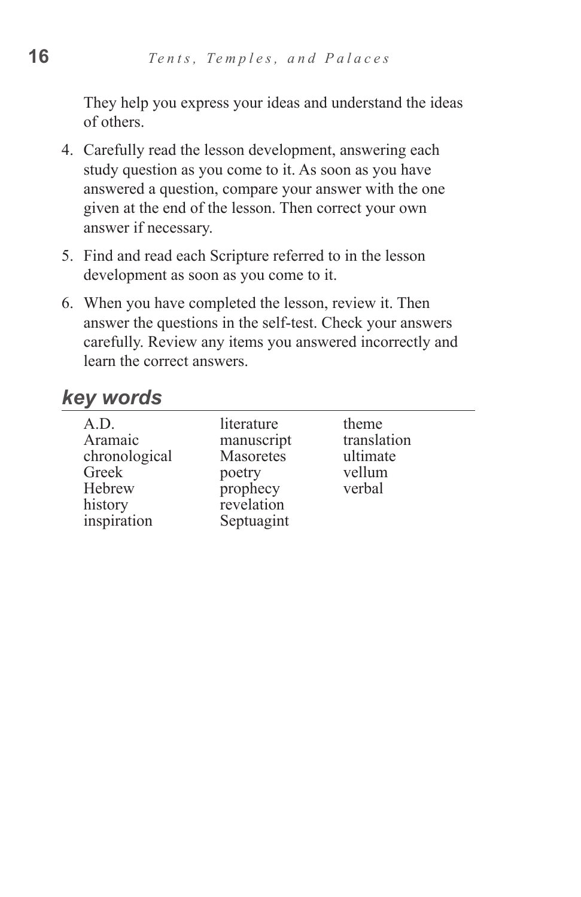They help you express your ideas and understand the ideas of others.

4. Carefully read the lesson development, answering each study question as you come to it. As soon as you have answered a question, compare your answer with the one given at the end of the lesson. Then correct your own answer if necessary.

5. Find and read each Scripture referred to in the lesson development as soon as you come to it.

6. When you have completed the lesson, review it. Then answer the questions in the self-test. Check your answers carefully. Review any items you answered incorrectly and learn the correct answers.

## *key words*

| | | |
|---|---|---|
| A.D. | literature | theme |
| Aramaic | manuscript | translation |
| chronological | Masoretes | ultimate |
| Greek | poetry | vellum |
| Hebrew | prophecy | verbal |
| history | revelation | |
| inspiration | Septuagint | |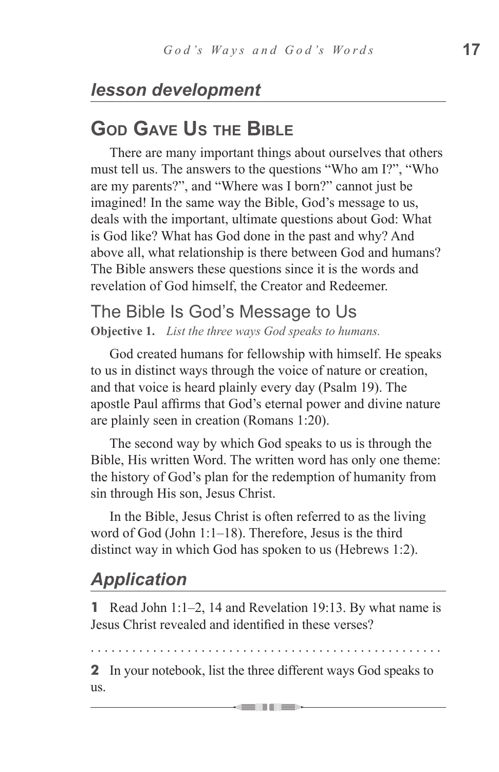## *lesson development*

# God Gave Us the Bible

There are many important things about ourselves that others must tell us. The answers to the questions "Who am I?", "Who are my parents?", and "Where was I born?" cannot just be imagined! In the same way the Bible, God's message to us, deals with the important, ultimate questions about God: What is God like? What has God done in the past and why? And above all, what relationship is there between God and humans? The Bible answers these questions since it is the words and revelation of God himself, the Creator and Redeemer.

## The Bible Is God's Message to Us

**Objective 1.** *List the three ways God speaks to humans.*

God created humans for fellowship with himself. He speaks to us in distinct ways through the voice of nature or creation, and that voice is heard plainly every day (Psalm 19). The apostle Paul affirms that God's eternal power and divine nature are plainly seen in creation (Romans 1:20).

The second way by which God speaks to us is through the Bible, His written Word. The written word has only one theme: the history of God's plan for the redemption of humanity from sin through His son, Jesus Christ.

In the Bible, Jesus Christ is often referred to as the living word of God (John 1:1–18). Therefore, Jesus is the third distinct way in which God has spoken to us (Hebrews 1:2).

## *Application*

**1** Read John 1:1–2, 14 and Revelation 19:13. By what name is Jesus Christ revealed and identified in these verses?

. . . . . . . . . . . . . . . . . . . . . . . . . . . . . . . . . . . . . . . . . . . . . . . . . . .

**2** In your notebook, list the three different ways God speaks to us.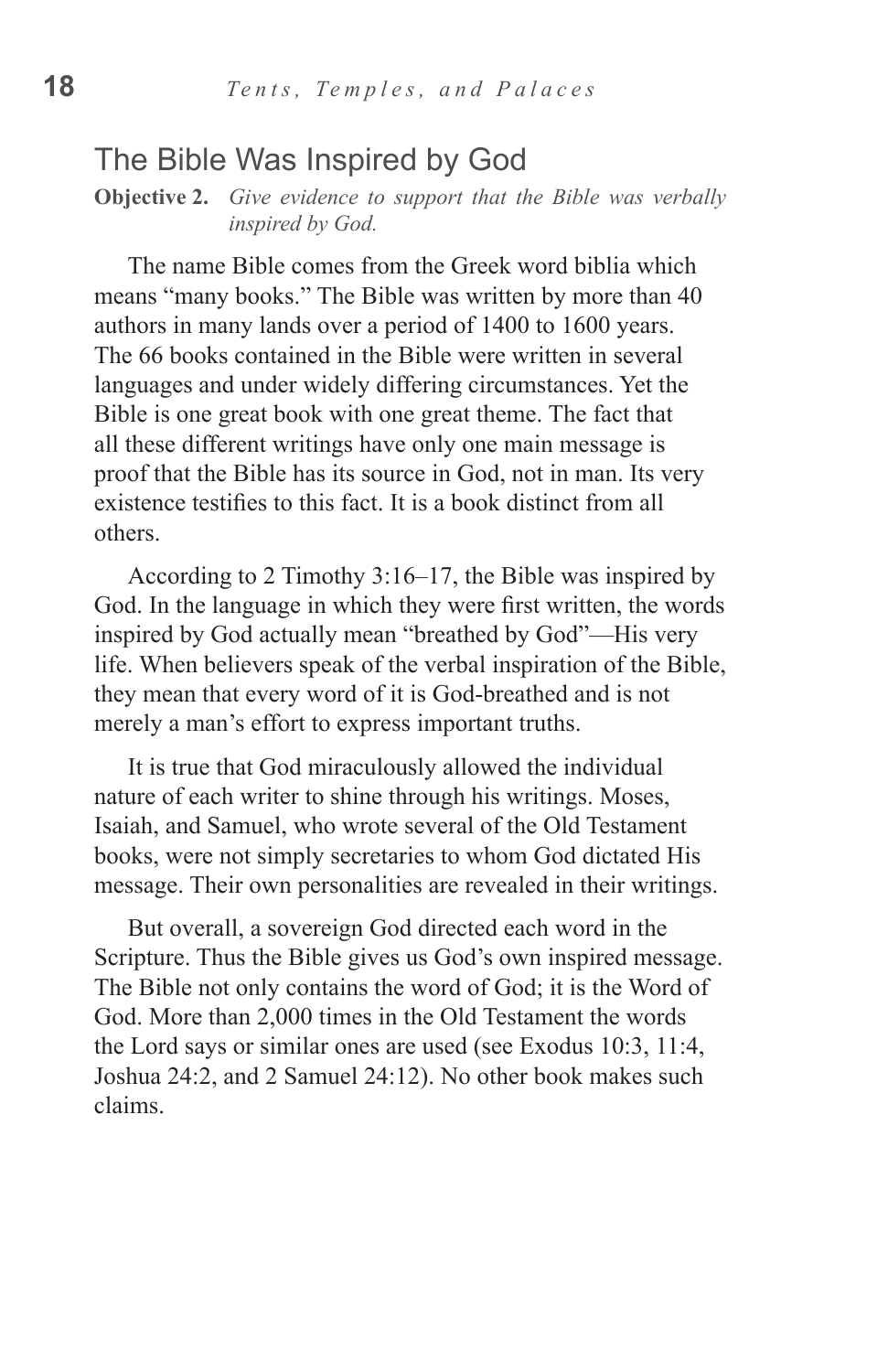## The Bible Was Inspired by God

**Objective 2.** *Give evidence to support that the Bible was verbally inspired by God.*

The name Bible comes from the Greek word biblia which means "many books." The Bible was written by more than 40 authors in many lands over a period of 1400 to 1600 years. The 66 books contained in the Bible were written in several languages and under widely differing circumstances. Yet the Bible is one great book with one great theme. The fact that all these different writings have only one main message is proof that the Bible has its source in God, not in man. Its very existence testifies to this fact. It is a book distinct from all others.

According to 2 Timothy 3:16–17, the Bible was inspired by God. In the language in which they were first written, the words inspired by God actually mean "breathed by God"—His very life. When believers speak of the verbal inspiration of the Bible, they mean that every word of it is God-breathed and is not merely a man's effort to express important truths.

It is true that God miraculously allowed the individual nature of each writer to shine through his writings. Moses, Isaiah, and Samuel, who wrote several of the Old Testament books, were not simply secretaries to whom God dictated His message. Their own personalities are revealed in their writings.

But overall, a sovereign God directed each word in the Scripture. Thus the Bible gives us God's own inspired message. The Bible not only contains the word of God; it is the Word of God. More than 2,000 times in the Old Testament the words the Lord says or similar ones are used (see Exodus 10:3, 11:4, Joshua 24:2, and 2 Samuel 24:12). No other book makes such claims.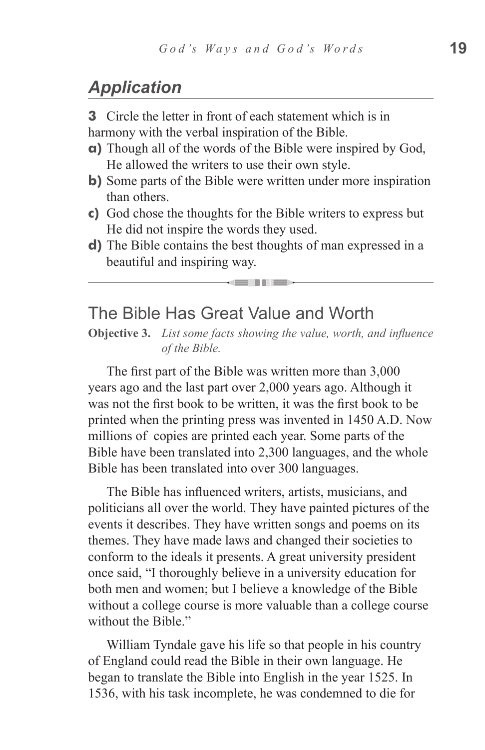## Application

**3** Circle the letter in front of each statement which is in harmony with the verbal inspiration of the Bible.

**a)** Though all of the words of the Bible were inspired by God, He allowed the writers to use their own style.

**b)** Some parts of the Bible were written under more inspiration than others.

**c)** God chose the thoughts for the Bible writers to express but He did not inspire the words they used.

**d)** The Bible contains the best thoughts of man expressed in a beautiful and inspiring way.

---

## The Bible Has Great Value and Worth

**Objective 3.** *List some facts showing the value, worth, and influence of the Bible.*

The first part of the Bible was written more than 3,000 years ago and the last part over 2,000 years ago. Although it was not the first book to be written, it was the first book to be printed when the printing press was invented in 1450 A.D. Now millions of copies are printed each year. Some parts of the Bible have been translated into 2,300 languages, and the whole Bible has been translated into over 300 languages.

The Bible has influenced writers, artists, musicians, and politicians all over the world. They have painted pictures of the events it describes. They have written songs and poems on its themes. They have made laws and changed their societies to conform to the ideals it presents. A great university president once said, "I thoroughly believe in a university education for both men and women; but I believe a knowledge of the Bible without a college course is more valuable than a college course without the Bible."

William Tyndale gave his life so that people in his country of England could read the Bible in their own language. He began to translate the Bible into English in the year 1525. In 1536, with his task incomplete, he was condemned to die for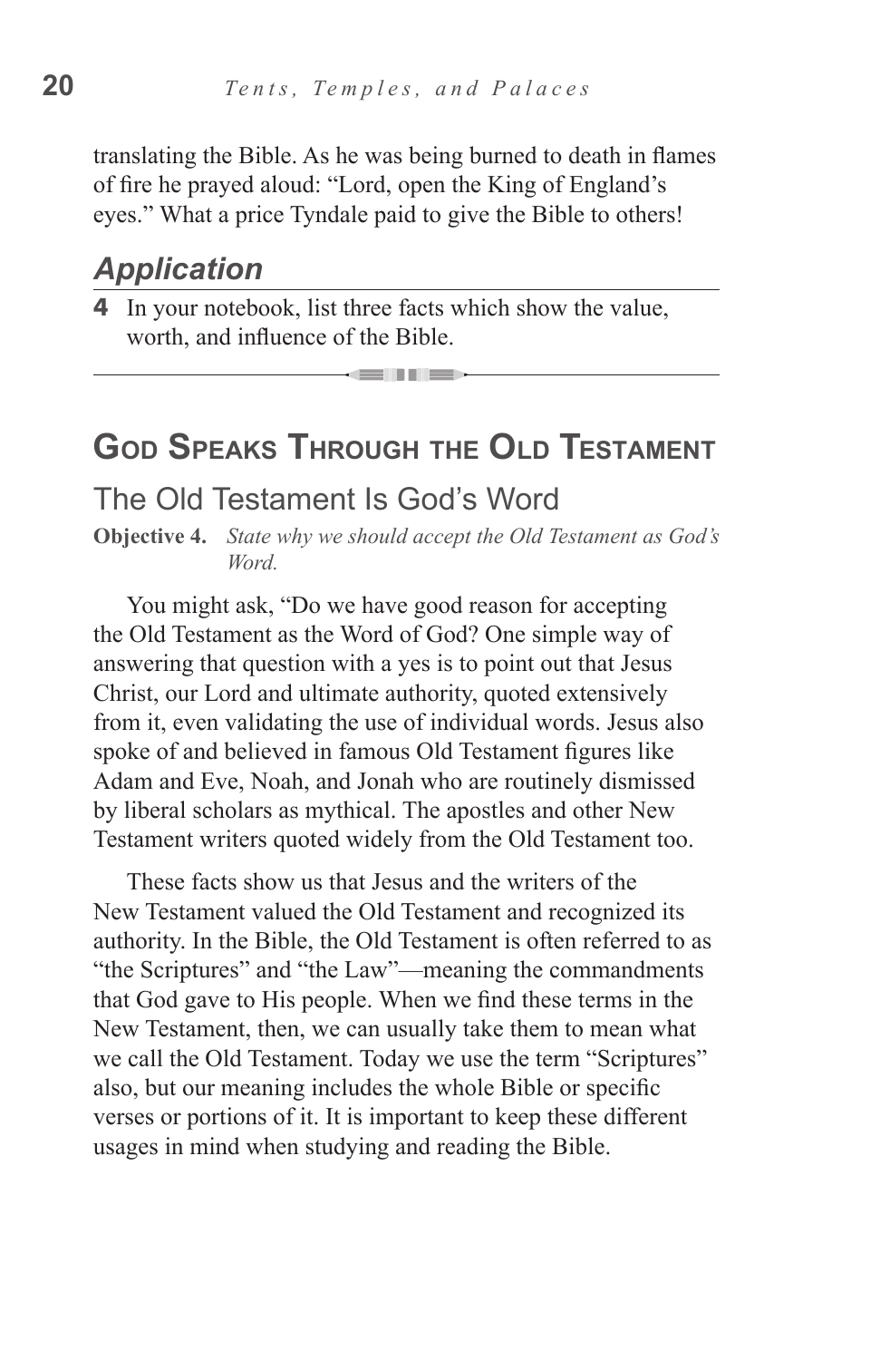translating the Bible. As he was being burned to death in flames of fire he prayed aloud: "Lord, open the King of England's eyes." What a price Tyndale paid to give the Bible to others!

### *Application*

**4** In your notebook, list three facts which show the value, worth, and influence of the Bible.

---

## God Speaks Through the Old Testament

### The Old Testament Is God's Word

**Objective 4.** *State why we should accept the Old Testament as God's Word.*

You might ask, "Do we have good reason for accepting the Old Testament as the Word of God? One simple way of answering that question with a yes is to point out that Jesus Christ, our Lord and ultimate authority, quoted extensively from it, even validating the use of individual words. Jesus also spoke of and believed in famous Old Testament figures like Adam and Eve, Noah, and Jonah who are routinely dismissed by liberal scholars as mythical. The apostles and other New Testament writers quoted widely from the Old Testament too.

These facts show us that Jesus and the writers of the New Testament valued the Old Testament and recognized its authority. In the Bible, the Old Testament is often referred to as "the Scriptures" and "the Law"—meaning the commandments that God gave to His people. When we find these terms in the New Testament, then, we can usually take them to mean what we call the Old Testament. Today we use the term "Scriptures" also, but our meaning includes the whole Bible or specific verses or portions of it. It is important to keep these different usages in mind when studying and reading the Bible.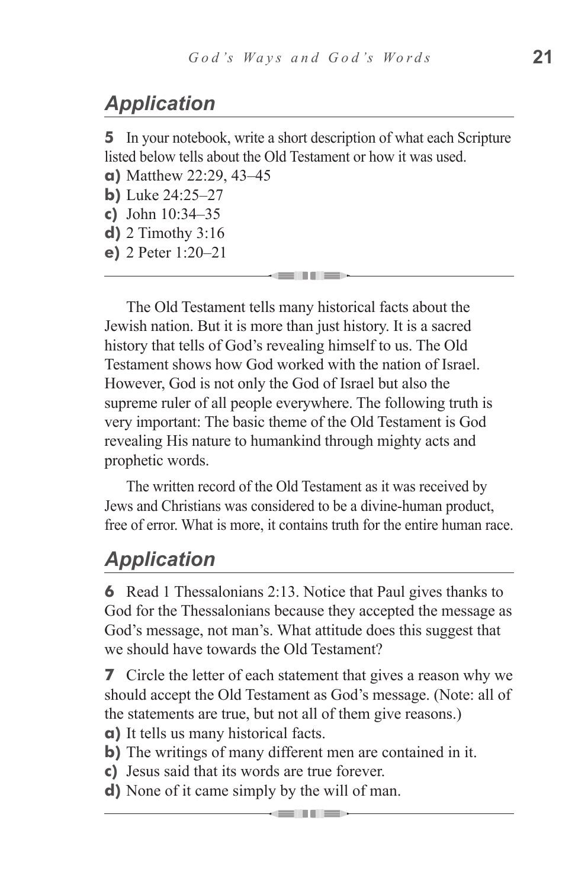## *Application*

**5** In your notebook, write a short description of what each Scripture listed below tells about the Old Testament or how it was used.

**a)** Matthew 22:29, 43–45
**b)** Luke 24:25–27
**c)** John 10:34–35
**d)** 2 Timothy 3:16
**e)** 2 Peter 1:20–21

---

The Old Testament tells many historical facts about the Jewish nation. But it is more than just history. It is a sacred history that tells of God's revealing himself to us. The Old Testament shows how God worked with the nation of Israel. However, God is not only the God of Israel but also the supreme ruler of all people everywhere. The following truth is very important: The basic theme of the Old Testament is God revealing His nature to humankind through mighty acts and prophetic words.

The written record of the Old Testament as it was received by Jews and Christians was considered to be a divine-human product, free of error. What is more, it contains truth for the entire human race.

## *Application*

**6** Read 1 Thessalonians 2:13. Notice that Paul gives thanks to God for the Thessalonians because they accepted the message as God's message, not man's. What attitude does this suggest that we should have towards the Old Testament?

**7** Circle the letter of each statement that gives a reason why we should accept the Old Testament as God's message. (Note: all of the statements are true, but not all of them give reasons.)

**a)** It tells us many historical facts.
**b)** The writings of many different men are contained in it.
**c)** Jesus said that its words are true forever.
**d)** None of it came simply by the will of man.

---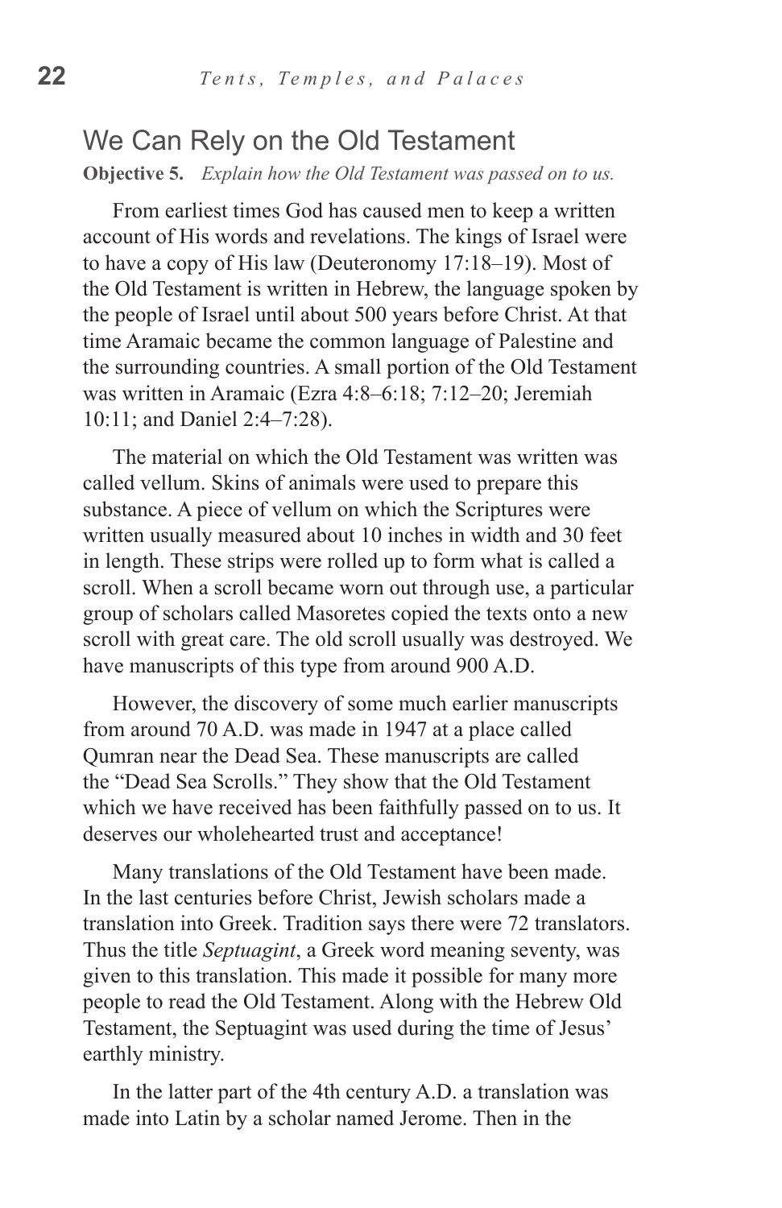## We Can Rely on the Old Testament

**Objective 5.** *Explain how the Old Testament was passed on to us.*

From earliest times God has caused men to keep a written account of His words and revelations. The kings of Israel were to have a copy of His law (Deuteronomy 17:18–19). Most of the Old Testament is written in Hebrew, the language spoken by the people of Israel until about 500 years before Christ. At that time Aramaic became the common language of Palestine and the surrounding countries. A small portion of the Old Testament was written in Aramaic (Ezra 4:8–6:18; 7:12–20; Jeremiah 10:11; and Daniel 2:4–7:28).

The material on which the Old Testament was written was called vellum. Skins of animals were used to prepare this substance. A piece of vellum on which the Scriptures were written usually measured about 10 inches in width and 30 feet in length. These strips were rolled up to form what is called a scroll. When a scroll became worn out through use, a particular group of scholars called Masoretes copied the texts onto a new scroll with great care. The old scroll usually was destroyed. We have manuscripts of this type from around 900 A.D.

However, the discovery of some much earlier manuscripts from around 70 A.D. was made in 1947 at a place called Qumran near the Dead Sea. These manuscripts are called the "Dead Sea Scrolls." They show that the Old Testament which we have received has been faithfully passed on to us. It deserves our wholehearted trust and acceptance!

Many translations of the Old Testament have been made. In the last centuries before Christ, Jewish scholars made a translation into Greek. Tradition says there were 72 translators. Thus the title *Septuagint*, a Greek word meaning seventy, was given to this translation. This made it possible for many more people to read the Old Testament. Along with the Hebrew Old Testament, the Septuagint was used during the time of Jesus' earthly ministry.

In the latter part of the 4th century A.D. a translation was made into Latin by a scholar named Jerome. Then in the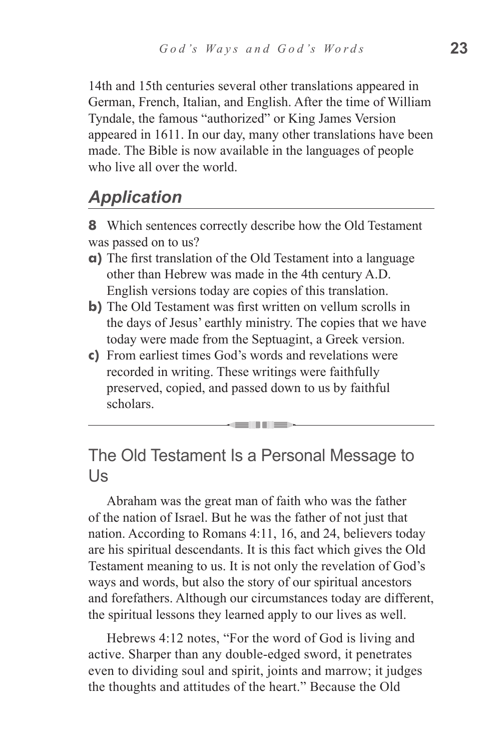14th and 15th centuries several other translations appeared in German, French, Italian, and English. After the time of William Tyndale, the famous "authorized" or King James Version appeared in 1611. In our day, many other translations have been made. The Bible is now available in the languages of people who live all over the world.

## *Application*

**8** Which sentences correctly describe how the Old Testament was passed on to us?

**a)** The first translation of the Old Testament into a language other than Hebrew was made in the 4th century A.D. English versions today are copies of this translation.

**b)** The Old Testament was first written on vellum scrolls in the days of Jesus' earthly ministry. The copies that we have today were made from the Septuagint, a Greek version.

**c)** From earliest times God's words and revelations were recorded in writing. These writings were faithfully preserved, copied, and passed down to us by faithful scholars.

---

## The Old Testament Is a Personal Message to Us

Abraham was the great man of faith who was the father of the nation of Israel. But he was the father of not just that nation. According to Romans 4:11, 16, and 24, believers today are his spiritual descendants. It is this fact which gives the Old Testament meaning to us. It is not only the revelation of God's ways and words, but also the story of our spiritual ancestors and forefathers. Although our circumstances today are different, the spiritual lessons they learned apply to our lives as well.

Hebrews 4:12 notes, "For the word of God is living and active. Sharper than any double-edged sword, it penetrates even to dividing soul and spirit, joints and marrow; it judges the thoughts and attitudes of the heart." Because the Old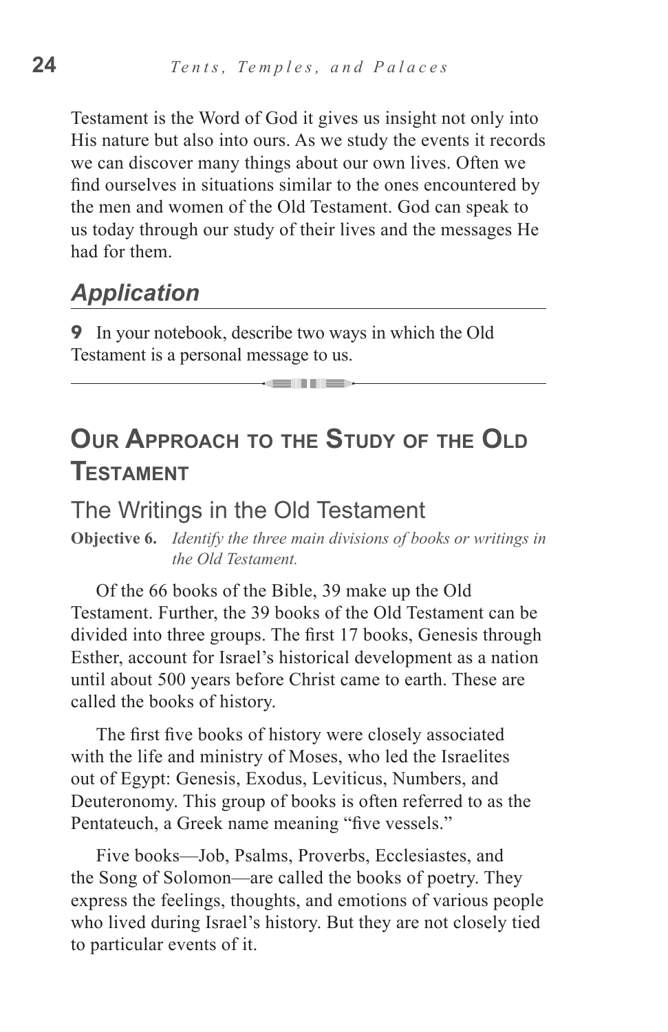Testament is the Word of God it gives us insight not only into His nature but also into ours. As we study the events it records we can discover many things about our own lives. Often we find ourselves in situations similar to the ones encountered by the men and women of the Old Testament. God can speak to us today through our study of their lives and the messages He had for them.

### *Application*

**9** In your notebook, describe two ways in which the Old Testament is a personal message to us.

---

## Our Approach to the Study of the Old Testament

### The Writings in the Old Testament

**Objective 6.** *Identify the three main divisions of books or writings in the Old Testament.*

Of the 66 books of the Bible, 39 make up the Old Testament. Further, the 39 books of the Old Testament can be divided into three groups. The first 17 books, Genesis through Esther, account for Israel's historical development as a nation until about 500 years before Christ came to earth. These are called the books of history.

The first five books of history were closely associated with the life and ministry of Moses, who led the Israelites out of Egypt: Genesis, Exodus, Leviticus, Numbers, and Deuteronomy. This group of books is often referred to as the Pentateuch, a Greek name meaning "five vessels."

Five books—Job, Psalms, Proverbs, Ecclesiastes, and the Song of Solomon—are called the books of poetry. They express the feelings, thoughts, and emotions of various people who lived during Israel's history. But they are not closely tied to particular events of it.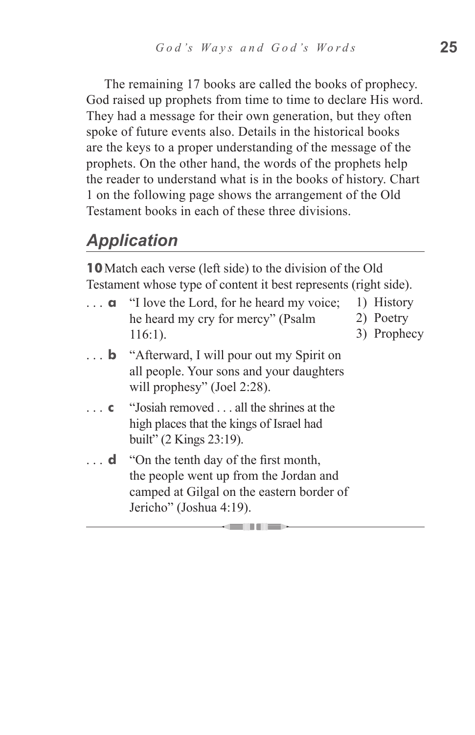The remaining 17 books are called the books of prophecy. God raised up prophets from time to time to declare His word. They had a message for their own generation, but they often spoke of future events also. Details in the historical books are the keys to a proper understanding of the message of the prophets. On the other hand, the words of the prophets help the reader to understand what is in the books of history. Chart 1 on the following page shows the arrangement of the Old Testament books in each of these three divisions.

## *Application*

**10** Match each verse (left side) to the division of the Old Testament whose type of content it best represents (right side).

. . . **a** "I love the Lord, for he heard my voice; he heard my cry for mercy" (Psalm 116:1).

. . . **b** "Afterward, I will pour out my Spirit on all people. Your sons and your daughters will prophesy" (Joel 2:28).

. . . **c** "Josiah removed . . . all the shrines at the high places that the kings of Israel had built" (2 Kings 23:19).

. . . **d** "On the tenth day of the first month, the people went up from the Jordan and camped at Gilgal on the eastern border of Jericho" (Joshua 4:19).

1) History
2) Poetry
3) Prophecy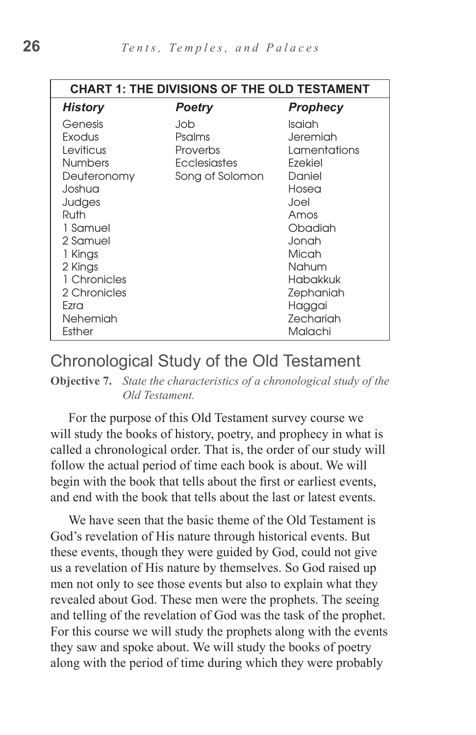**CHART 1: THE DIVISIONS OF THE OLD TESTAMENT**

| *History* | *Poetry* | *Prophecy* |
| --- | --- | --- |
| Genesis | Job | Isaiah |
| Exodus | Psalms | Jeremiah |
| Leviticus | Proverbs | Lamentations |
| Numbers | Ecclesiastes | Ezekiel |
| Deuteronomy | Song of Solomon | Daniel |
| Joshua | | Hosea |
| Judges | | Joel |
| Ruth | | Amos |
| 1 Samuel | | Obadiah |
| 2 Samuel | | Jonah |
| 1 Kings | | Micah |
| 2 Kings | | Nahum |
| 1 Chronicles | | Habakkuk |
| 2 Chronicles | | Zephaniah |
| Ezra | | Haggai |
| Nehemiah | | Zechariah |
| Esther | | Malachi |

## Chronological Study of the Old Testament

**Objective 7.** *State the characteristics of a chronological study of the Old Testament.*

For the purpose of this Old Testament survey course we will study the books of history, poetry, and prophecy in what is called a chronological order. That is, the order of our study will follow the actual period of time each book is about. We will begin with the book that tells about the first or earliest events, and end with the book that tells about the last or latest events.

We have seen that the basic theme of the Old Testament is God's revelation of His nature through historical events. But these events, though they were guided by God, could not give us a revelation of His nature by themselves. So God raised up men not only to see those events but also to explain what they revealed about God. These men were the prophets. The seeing and telling of the revelation of God was the task of the prophet. For this course we will study the prophets along with the events they saw and spoke about. We will study the books of poetry along with the period of time during which they were probably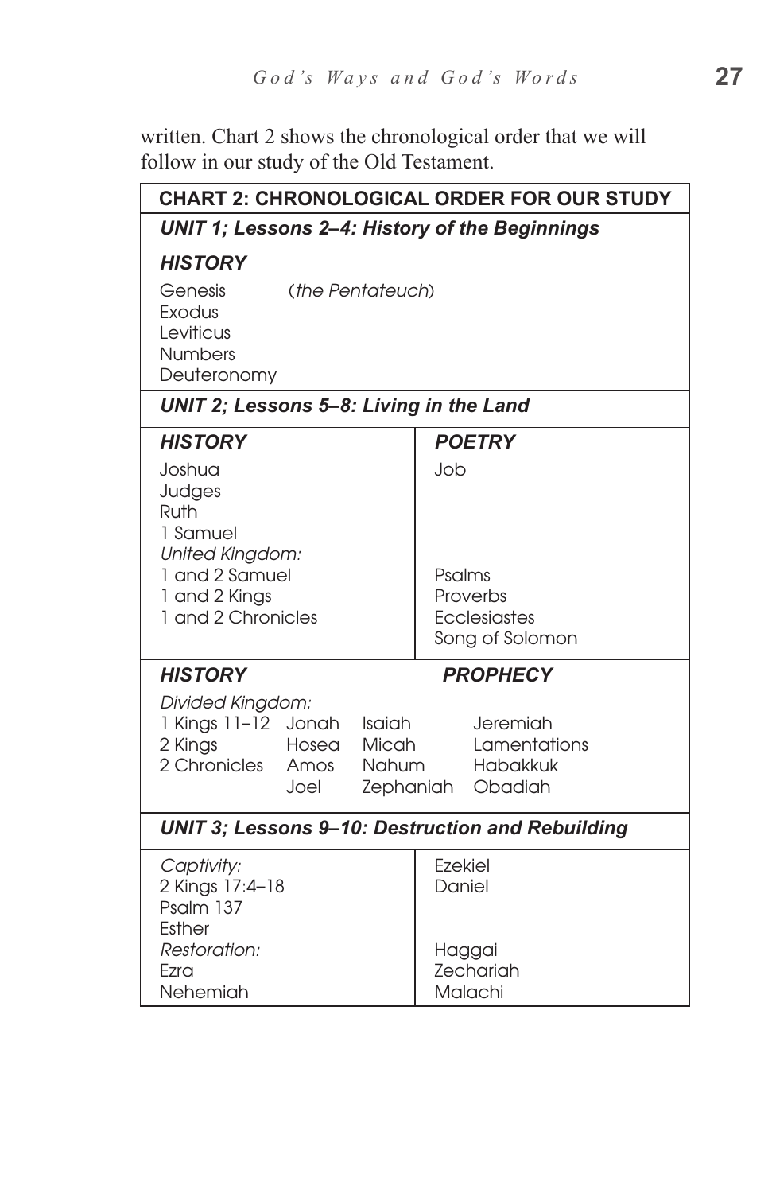written. Chart 2 shows the chronological order that we will follow in our study of the Old Testament.

| CHART 2: CHRONOLOGICAL ORDER FOR OUR STUDY | |
|---|---|
| ***UNIT 1; Lessons 2–4: History of the Beginnings*** | |
| ***HISTORY***<br>Genesis (*the Pentateuch*)<br>Exodus<br>Leviticus<br>Numbers<br>Deuteronomy | |
| ***UNIT 2; Lessons 5–8: Living in the Land*** | |
| ***HISTORY*** | ***POETRY*** |
| Joshua<br>Judges<br>Ruth<br>1 Samuel | Job |
| *United Kingdom:*<br>1 and 2 Samuel<br>1 and 2 Kings<br>1 and 2 Chronicles | Psalms<br>Proverbs<br>Ecclesiastes<br>Song of Solomon |
| ***HISTORY*** | ***PROPHECY*** |
| *Divided Kingdom:*<br>1 Kings 11–12<br>2 Kings<br>2 Chronicles | Jonah, Hosea, Amos, Joel<br>Isaiah, Micah, Nahum, Zephaniah<br>Jeremiah, Lamentations, Habakkuk, Obadiah |
| ***UNIT 3; Lessons 9–10: Destruction and Rebuilding*** | |
| *Captivity:*<br>2 Kings 17:4–18<br>Psalm 137<br>Esther | Ezekiel<br>Daniel |
| *Restoration:*<br>Ezra<br>Nehemiah | Haggai<br>Zechariah<br>Malachi |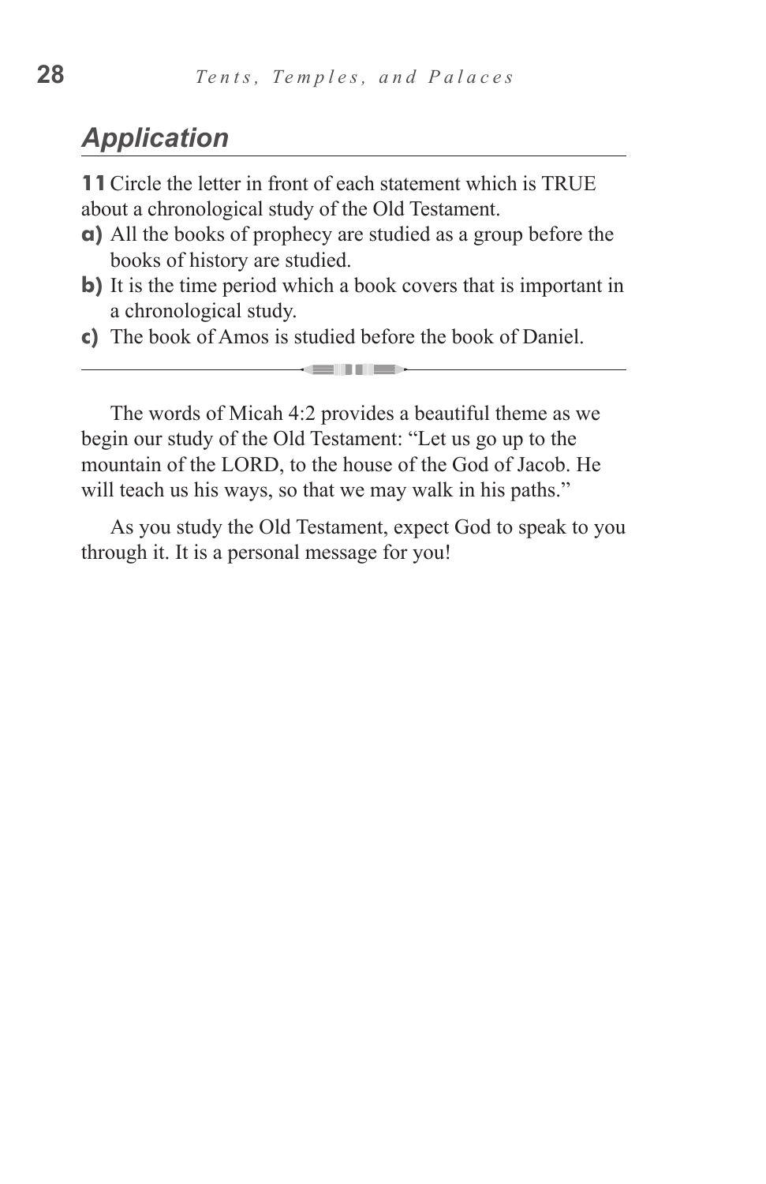## *Application*

**11** Circle the letter in front of each statement which is TRUE about a chronological study of the Old Testament.

**a)** All the books of prophecy are studied as a group before the books of history are studied.

**b)** It is the time period which a book covers that is important in a chronological study.

**c)** The book of Amos is studied before the book of Daniel.

---

The words of Micah 4:2 provides a beautiful theme as we begin our study of the Old Testament: "Let us go up to the mountain of the LORD, to the house of the God of Jacob. He will teach us his ways, so that we may walk in his paths."

As you study the Old Testament, expect God to speak to you through it. It is a personal message for you!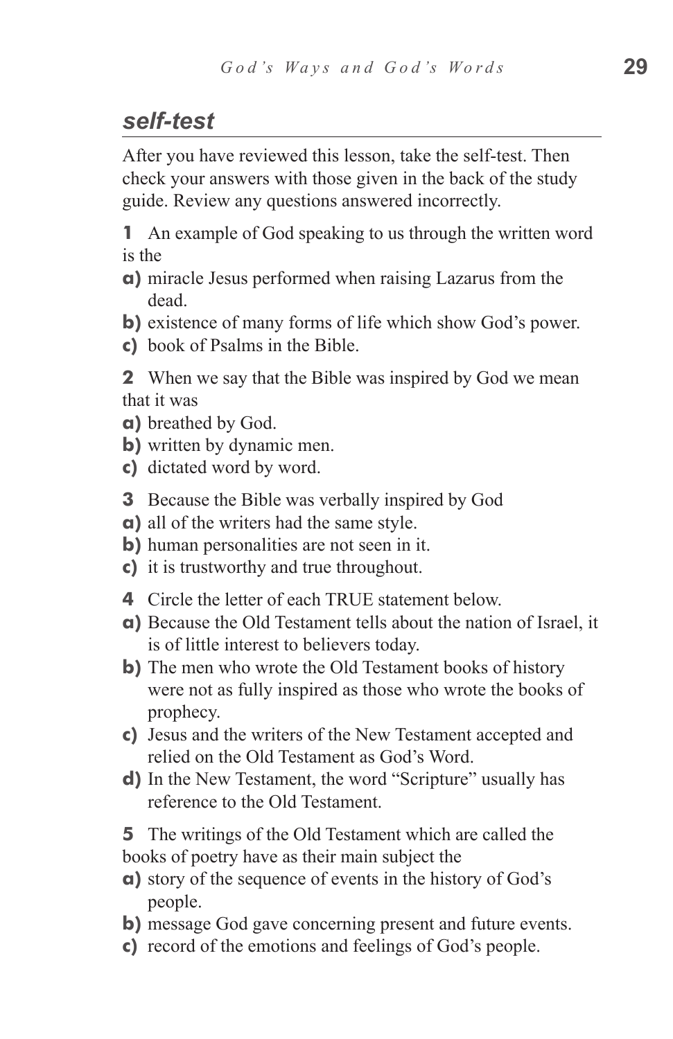## *self-test*

After you have reviewed this lesson, take the self-test. Then check your answers with those given in the back of the study guide. Review any questions answered incorrectly.

**1** An example of God speaking to us through the written word is the

**a)** miracle Jesus performed when raising Lazarus from the dead.

**b)** existence of many forms of life which show God's power.

**c)** book of Psalms in the Bible.

**2** When we say that the Bible was inspired by God we mean that it was

**a)** breathed by God.

**b)** written by dynamic men.

**c)** dictated word by word.

**3** Because the Bible was verbally inspired by God

**a)** all of the writers had the same style.

**b)** human personalities are not seen in it.

**c)** it is trustworthy and true throughout.

**4** Circle the letter of each TRUE statement below.

**a)** Because the Old Testament tells about the nation of Israel, it is of little interest to believers today.

**b)** The men who wrote the Old Testament books of history were not as fully inspired as those who wrote the books of prophecy.

**c)** Jesus and the writers of the New Testament accepted and relied on the Old Testament as God's Word.

**d)** In the New Testament, the word "Scripture" usually has reference to the Old Testament.

**5** The writings of the Old Testament which are called the books of poetry have as their main subject the

**a)** story of the sequence of events in the history of God's people.

**b)** message God gave concerning present and future events.

**c)** record of the emotions and feelings of God's people.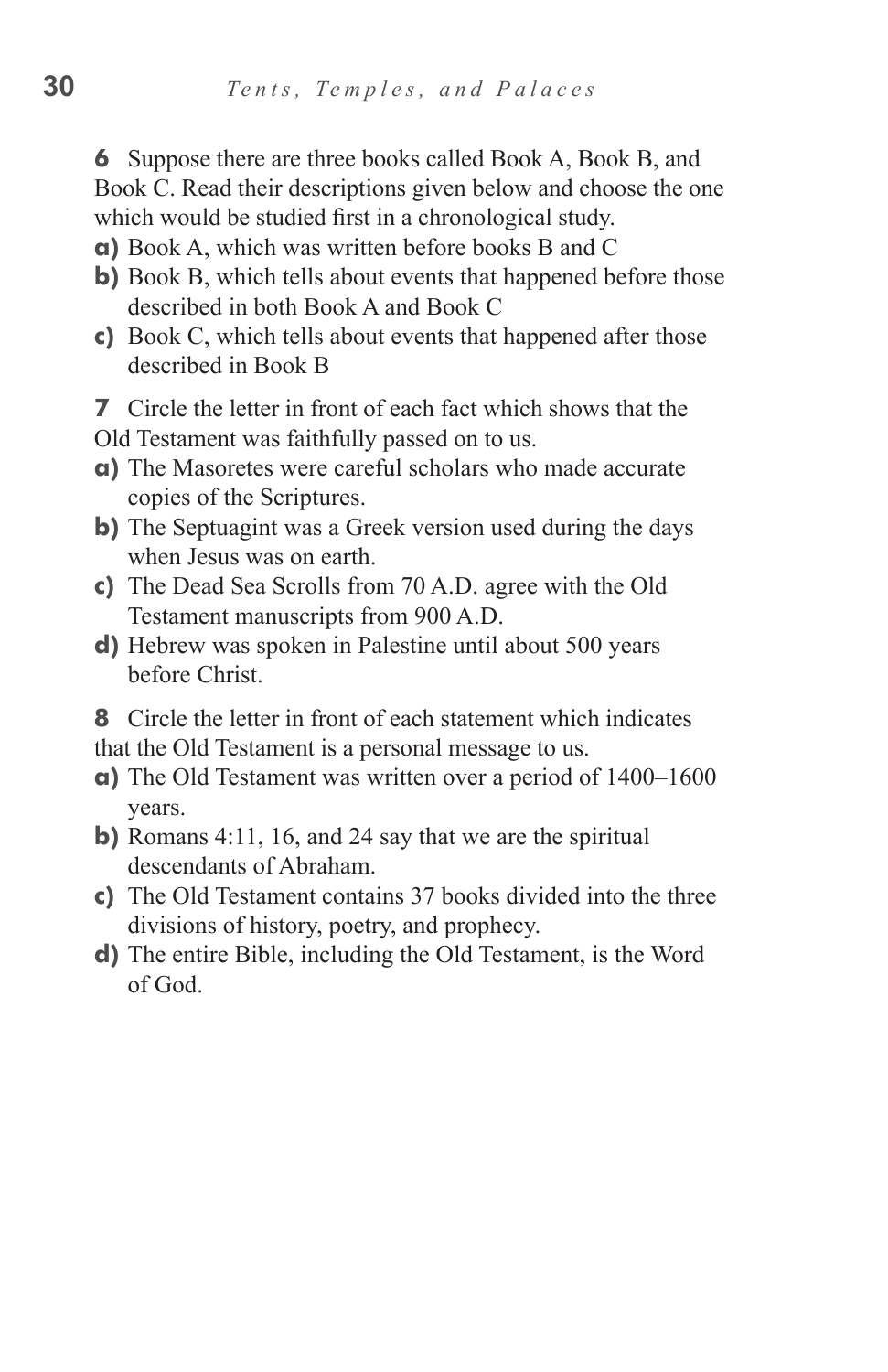**6** Suppose there are three books called Book A, Book B, and Book C. Read their descriptions given below and choose the one which would be studied first in a chronological study.

**a)** Book A, which was written before books B and C

**b)** Book B, which tells about events that happened before those described in both Book A and Book C

**c)** Book C, which tells about events that happened after those described in Book B

**7** Circle the letter in front of each fact which shows that the Old Testament was faithfully passed on to us.

**a)** The Masoretes were careful scholars who made accurate copies of the Scriptures.

**b)** The Septuagint was a Greek version used during the days when Jesus was on earth.

**c)** The Dead Sea Scrolls from 70 A.D. agree with the Old Testament manuscripts from 900 A.D.

**d)** Hebrew was spoken in Palestine until about 500 years before Christ.

**8** Circle the letter in front of each statement which indicates that the Old Testament is a personal message to us.

**a)** The Old Testament was written over a period of 1400–1600 years.

**b)** Romans 4:11, 16, and 24 say that we are the spiritual descendants of Abraham.

**c)** The Old Testament contains 37 books divided into the three divisions of history, poetry, and prophecy.

**d)** The entire Bible, including the Old Testament, is the Word of God.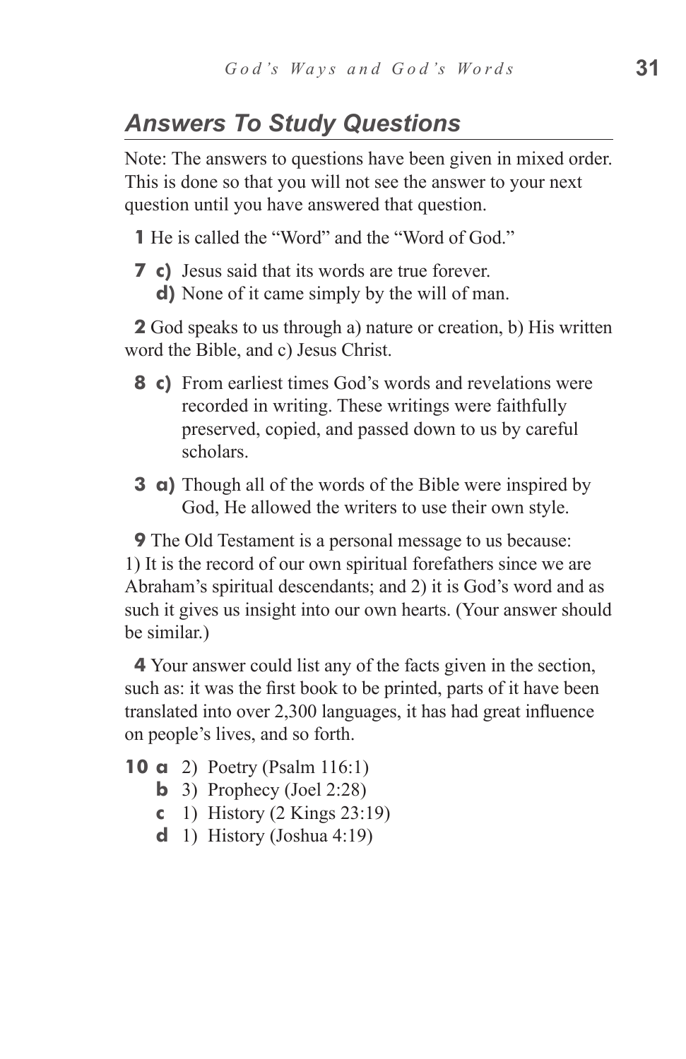## *Answers To Study Questions*

Note: The answers to questions have been given in mixed order. This is done so that you will not see the answer to your next question until you have answered that question.

**1** He is called the "Word" and the "Word of God."

**7** **c)** Jesus said that its words are true forever.
**d)** None of it came simply by the will of man.

**2** God speaks to us through a) nature or creation, b) His written word the Bible, and c) Jesus Christ.

**8** **c)** From earliest times God's words and revelations were recorded in writing. These writings were faithfully preserved, copied, and passed down to us by careful scholars.

**3** **a)** Though all of the words of the Bible were inspired by God, He allowed the writers to use their own style.

**9** The Old Testament is a personal message to us because: 1) It is the record of our own spiritual forefathers since we are Abraham's spiritual descendants; and 2) it is God's word and as such it gives us insight into our own hearts. (Your answer should be similar.)

**4** Your answer could list any of the facts given in the section, such as: it was the first book to be printed, parts of it have been translated into over 2,300 languages, it has had great influence on people's lives, and so forth.

**10** **a** 2) Poetry (Psalm 116:1)
**b** 3) Prophecy (Joel 2:28)
**c** 1) History (2 Kings 23:19)
**d** 1) History (Joshua 4:19)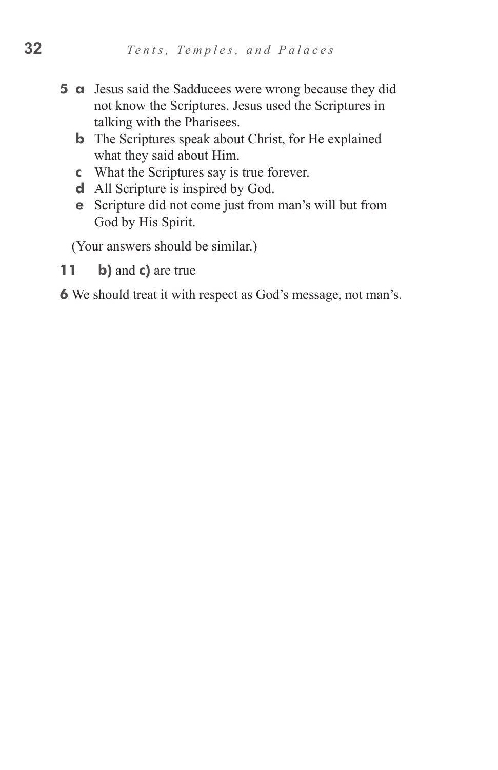**5 a** Jesus said the Sadducees were wrong because they did not know the Scriptures. Jesus used the Scriptures in talking with the Pharisees.

**b** The Scriptures speak about Christ, for He explained what they said about Him.

**c** What the Scriptures say is true forever.

**d** All Scripture is inspired by God.

**e** Scripture did not come just from man's will but from God by His Spirit.

(Your answers should be similar.)

**11** **b)** and **c)** are true

**6** We should treat it with respect as God's message, not man's.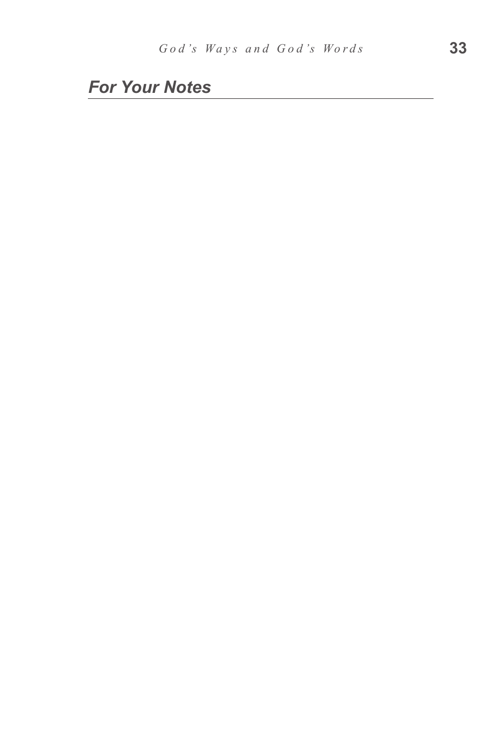## *For Your Notes*